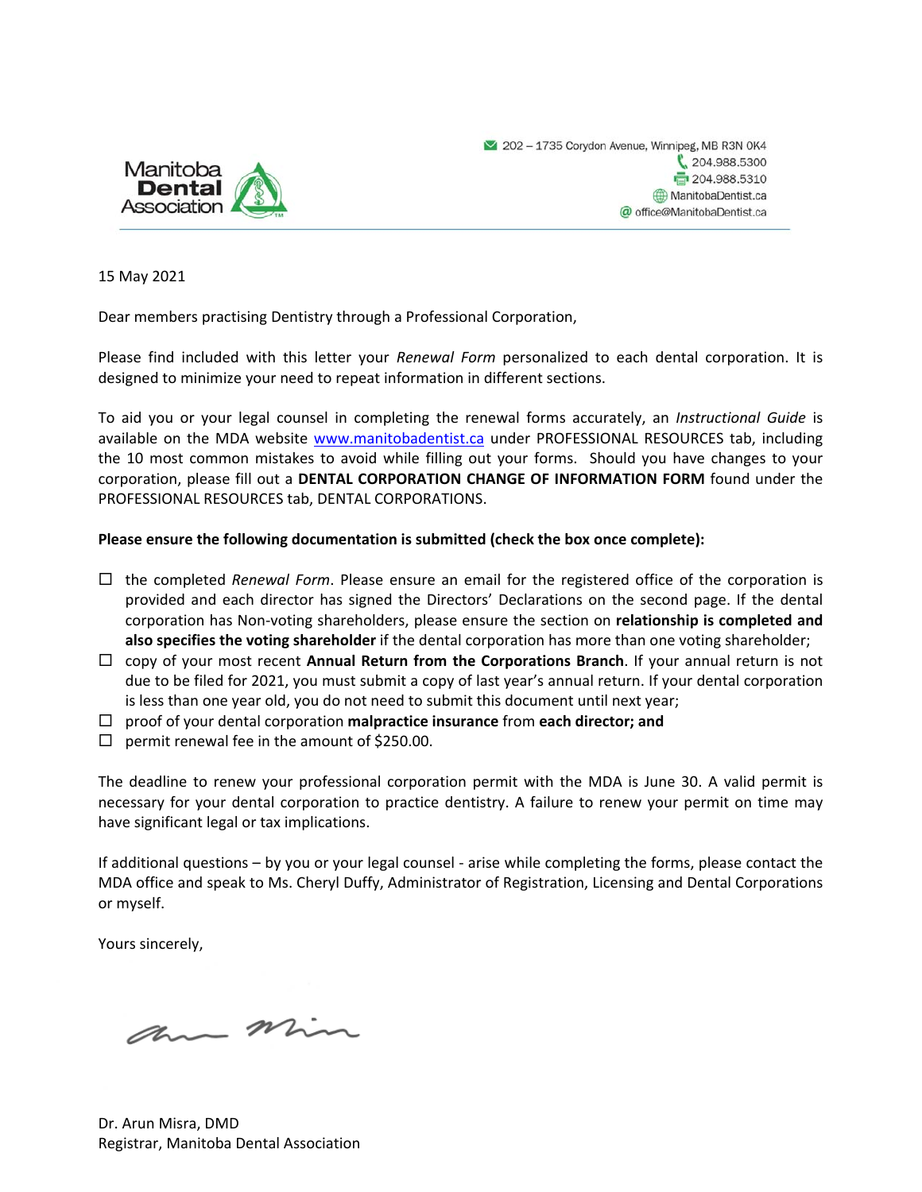Manitoba Dental Association

202 – 1735 Corydon Avenue, Winnipeg, MB R3N 0K4
204.988.5300
204.988.5310
ManitobaDentist.ca
office@ManitobaDentist.ca

15 May 2021

Dear members practising Dentistry through a Professional Corporation,

Please find included with this letter your *Renewal Form* personalized to each dental corporation. It is designed to minimize your need to repeat information in different sections.

To aid you or your legal counsel in completing the renewal forms accurately, an *Instructional Guide* is available on the MDA website www.manitobadentist.ca under PROFESSIONAL RESOURCES tab, including the 10 most common mistakes to avoid while filling out your forms. Should you have changes to your corporation, please fill out a **DENTAL CORPORATION CHANGE OF INFORMATION FORM** found under the PROFESSIONAL RESOURCES tab, DENTAL CORPORATIONS.

**Please ensure the following documentation is submitted (check the box once complete):**

- ☐ the completed *Renewal Form*. Please ensure an email for the registered office of the corporation is provided and each director has signed the Directors' Declarations on the second page. If the dental corporation has Non-voting shareholders, please ensure the section on **relationship is completed and also specifies the voting shareholder** if the dental corporation has more than one voting shareholder;
- ☐ copy of your most recent **Annual Return from the Corporations Branch**. If your annual return is not due to be filed for 2021, you must submit a copy of last year's annual return. If your dental corporation is less than one year old, you do not need to submit this document until next year;
- ☐ proof of your dental corporation **malpractice insurance** from **each director; and**
- ☐ permit renewal fee in the amount of $250.00.

The deadline to renew your professional corporation permit with the MDA is June 30. A valid permit is necessary for your dental corporation to practice dentistry. A failure to renew your permit on time may have significant legal or tax implications.

If additional questions – by you or your legal counsel - arise while completing the forms, please contact the MDA office and speak to Ms. Cheryl Duffy, Administrator of Registration, Licensing and Dental Corporations or myself.

Yours sincerely,

Dr. Arun Misra, DMD
Registrar, Manitoba Dental Association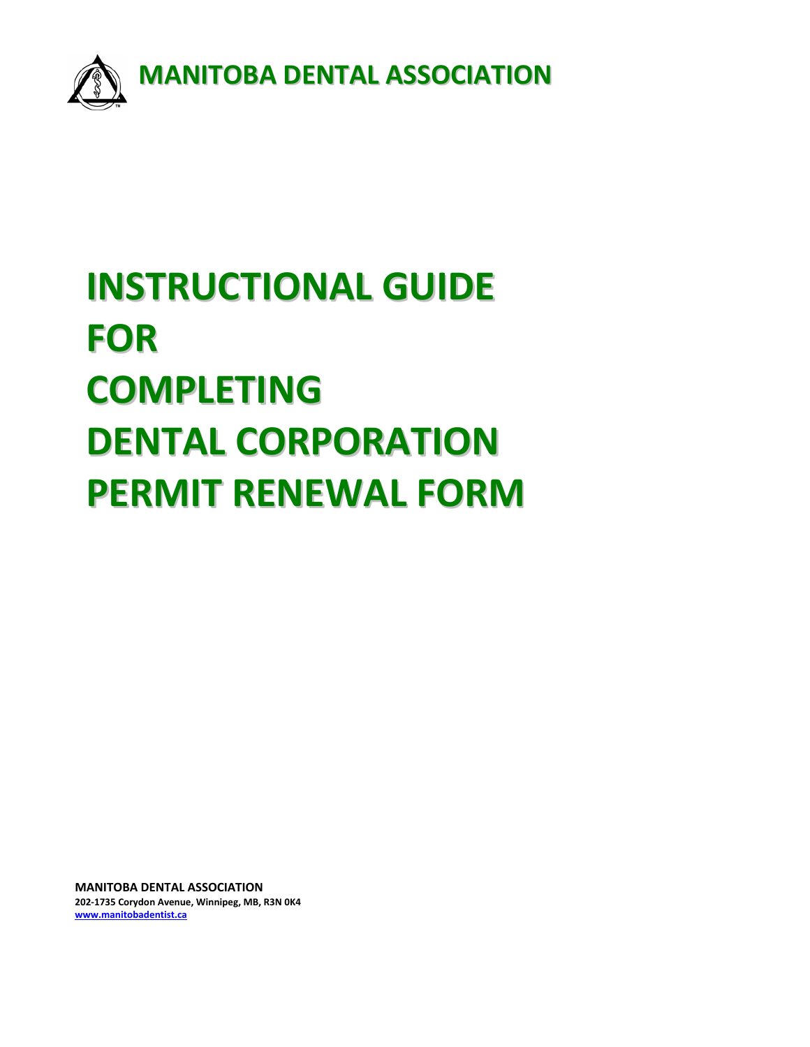**MANITOBA DENTAL ASSOCIATION**

# INSTRUCTIONAL GUIDE FOR COMPLETING DENTAL CORPORATION PERMIT RENEWAL FORM

**MANITOBA DENTAL ASSOCIATION**
**202-1735 Corydon Avenue, Winnipeg, MB, R3N 0K4**
**www.manitobadentist.ca**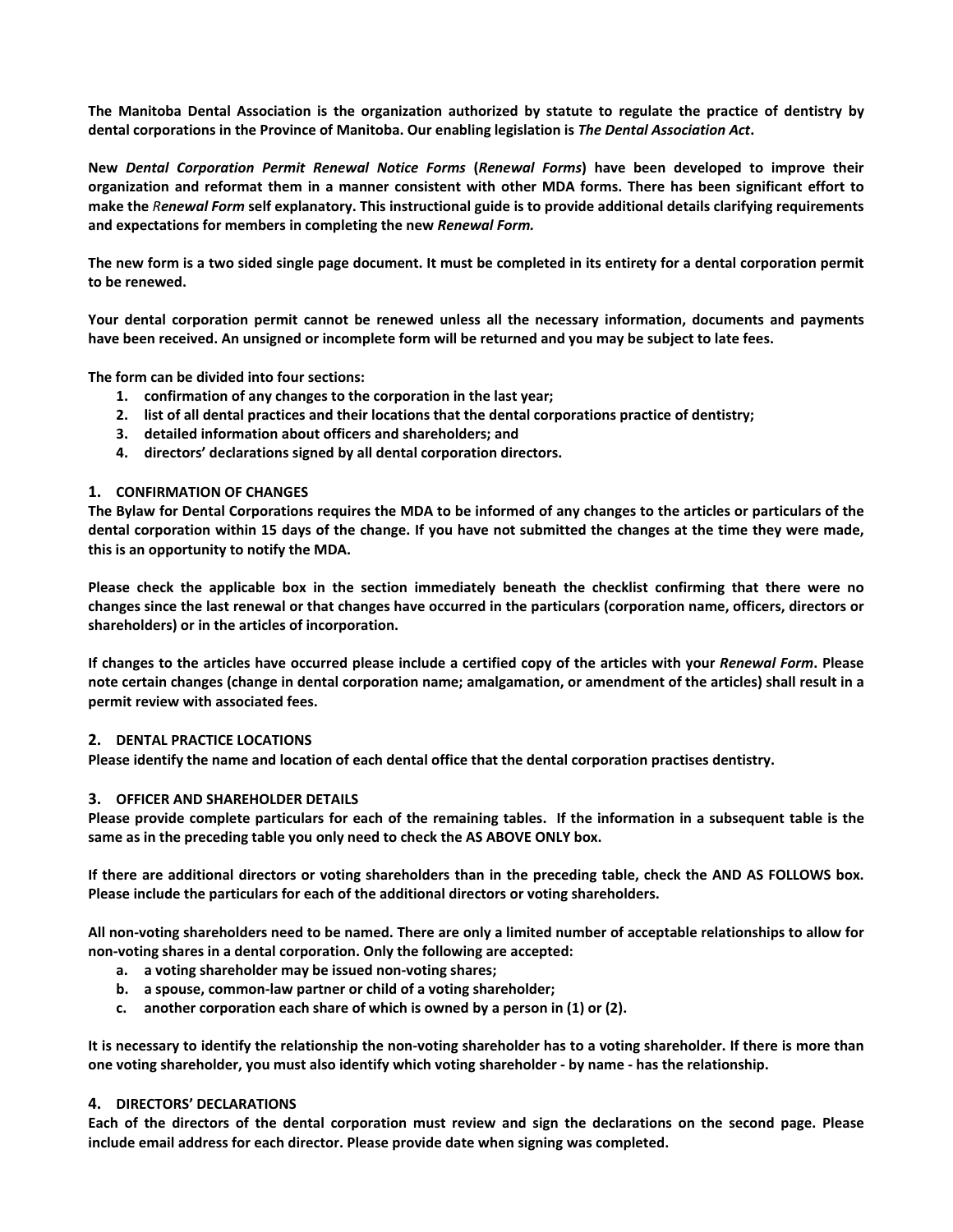**The Manitoba Dental Association is the organization authorized by statute to regulate the practice of dentistry by dental corporations in the Province of Manitoba. Our enabling legislation is *The Dental Association Act*.**

**New *Dental Corporation Permit Renewal Notice Forms* (*Renewal Forms*) have been developed to improve their organization and reformat them in a manner consistent with other MDA forms. There has been significant effort to make the *Renewal Form* self explanatory. This instructional guide is to provide additional details clarifying requirements and expectations for members in completing the new *Renewal Form.***

**The new form is a two sided single page document. It must be completed in its entirety for a dental corporation permit to be renewed.**

**Your dental corporation permit cannot be renewed unless all the necessary information, documents and payments have been received. An unsigned or incomplete form will be returned and you may be subject to late fees.**

**The form can be divided into four sections:**

1. **confirmation of any changes to the corporation in the last year;**
2. **list of all dental practices and their locations that the dental corporations practice of dentistry;**
3. **detailed information about officers and shareholders; and**
4. **directors' declarations signed by all dental corporation directors.**

## 1. CONFIRMATION OF CHANGES

**The Bylaw for Dental Corporations requires the MDA to be informed of any changes to the articles or particulars of the dental corporation within 15 days of the change. If you have not submitted the changes at the time they were made, this is an opportunity to notify the MDA.**

**Please check the applicable box in the section immediately beneath the checklist confirming that there were no changes since the last renewal or that changes have occurred in the particulars (corporation name, officers, directors or shareholders) or in the articles of incorporation.**

**If changes to the articles have occurred please include a certified copy of the articles with your *Renewal Form*. Please note certain changes (change in dental corporation name; amalgamation, or amendment of the articles) shall result in a permit review with associated fees.**

## 2. DENTAL PRACTICE LOCATIONS

**Please identify the name and location of each dental office that the dental corporation practises dentistry.**

## 3. OFFICER AND SHAREHOLDER DETAILS

**Please provide complete particulars for each of the remaining tables. If the information in a subsequent table is the same as in the preceding table you only need to check the AS ABOVE ONLY box.**

**If there are additional directors or voting shareholders than in the preceding table, check the AND AS FOLLOWS box. Please include the particulars for each of the additional directors or voting shareholders.**

**All non-voting shareholders need to be named. There are only a limited number of acceptable relationships to allow for non-voting shares in a dental corporation. Only the following are accepted:**

- a. **a voting shareholder may be issued non-voting shares;**
- b. **a spouse, common-law partner or child of a voting shareholder;**
- c. **another corporation each share of which is owned by a person in (1) or (2).**

**It is necessary to identify the relationship the non-voting shareholder has to a voting shareholder. If there is more than one voting shareholder, you must also identify which voting shareholder - by name - has the relationship.**

## 4. DIRECTORS' DECLARATIONS

**Each of the directors of the dental corporation must review and sign the declarations on the second page. Please include email address for each director. Please provide date when signing was completed.**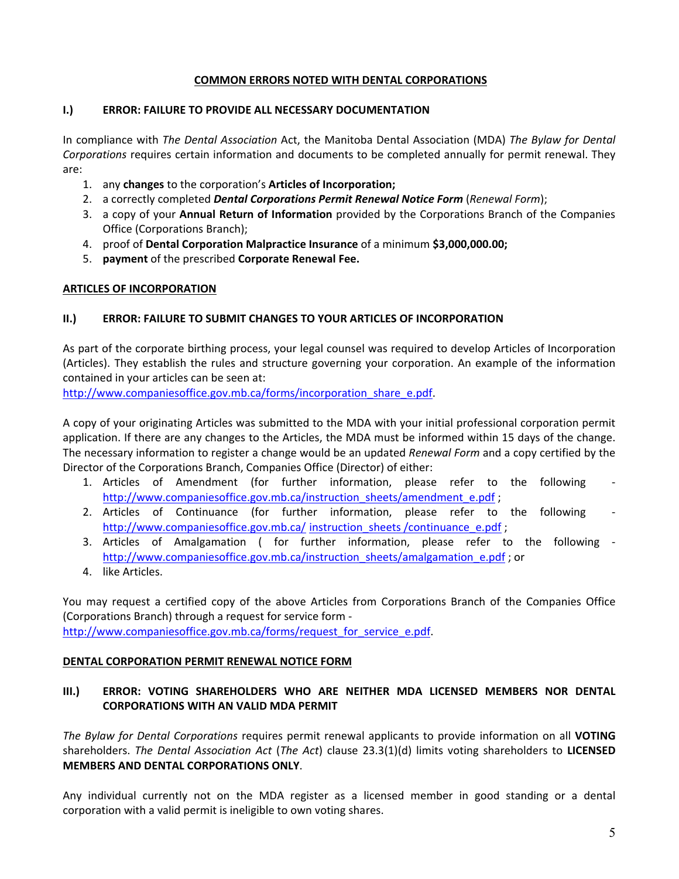## COMMON ERRORS NOTED WITH DENTAL CORPORATIONS

### I.) ERROR: FAILURE TO PROVIDE ALL NECESSARY DOCUMENTATION

In compliance with *The Dental Association* Act, the Manitoba Dental Association (MDA) *The Bylaw for Dental Corporations* requires certain information and documents to be completed annually for permit renewal. They are:

1. any **changes** to the corporation's **Articles of Incorporation;**
2. a correctly completed ***Dental Corporations Permit Renewal Notice Form*** (*Renewal Form*);
3. a copy of your **Annual Return of Information** provided by the Corporations Branch of the Companies Office (Corporations Branch);
4. proof of **Dental Corporation Malpractice Insurance** of a minimum **$3,000,000.00;**
5. **payment** of the prescribed **Corporate Renewal Fee.**

## ARTICLES OF INCORPORATION

### II.) ERROR: FAILURE TO SUBMIT CHANGES TO YOUR ARTICLES OF INCORPORATION

As part of the corporate birthing process, your legal counsel was required to develop Articles of Incorporation (Articles). They establish the rules and structure governing your corporation. An example of the information contained in your articles can be seen at:
http://www.companiesoffice.gov.mb.ca/forms/incorporation_share_e.pdf.

A copy of your originating Articles was submitted to the MDA with your initial professional corporation permit application. If there are any changes to the Articles, the MDA must be informed within 15 days of the change. The necessary information to register a change would be an updated *Renewal Form* and a copy certified by the Director of the Corporations Branch, Companies Office (Director) of either:

1. Articles of Amendment (for further information, please refer to the following - http://www.companiesoffice.gov.mb.ca/instruction_sheets/amendment_e.pdf ;
2. Articles of Continuance (for further information, please refer to the following - http://www.companiesoffice.gov.mb.ca/ instruction_sheets /continuance_e.pdf ;
3. Articles of Amalgamation ( for further information, please refer to the following - http://www.companiesoffice.gov.mb.ca/instruction_sheets/amalgamation_e.pdf ; or
4. like Articles.

You may request a certified copy of the above Articles from Corporations Branch of the Companies Office (Corporations Branch) through a request for service form -
http://www.companiesoffice.gov.mb.ca/forms/request_for_service_e.pdf.

## DENTAL CORPORATION PERMIT RENEWAL NOTICE FORM

### III.) ERROR: VOTING SHAREHOLDERS WHO ARE NEITHER MDA LICENSED MEMBERS NOR DENTAL CORPORATIONS WITH AN VALID MDA PERMIT

*The Bylaw for Dental Corporations* requires permit renewal applicants to provide information on all **VOTING** shareholders. *The Dental Association Act* (*The Act*) clause 23.3(1)(d) limits voting shareholders to **LICENSED MEMBERS AND DENTAL CORPORATIONS ONLY**.

Any individual currently not on the MDA register as a licensed member in good standing or a dental corporation with a valid permit is ineligible to own voting shares.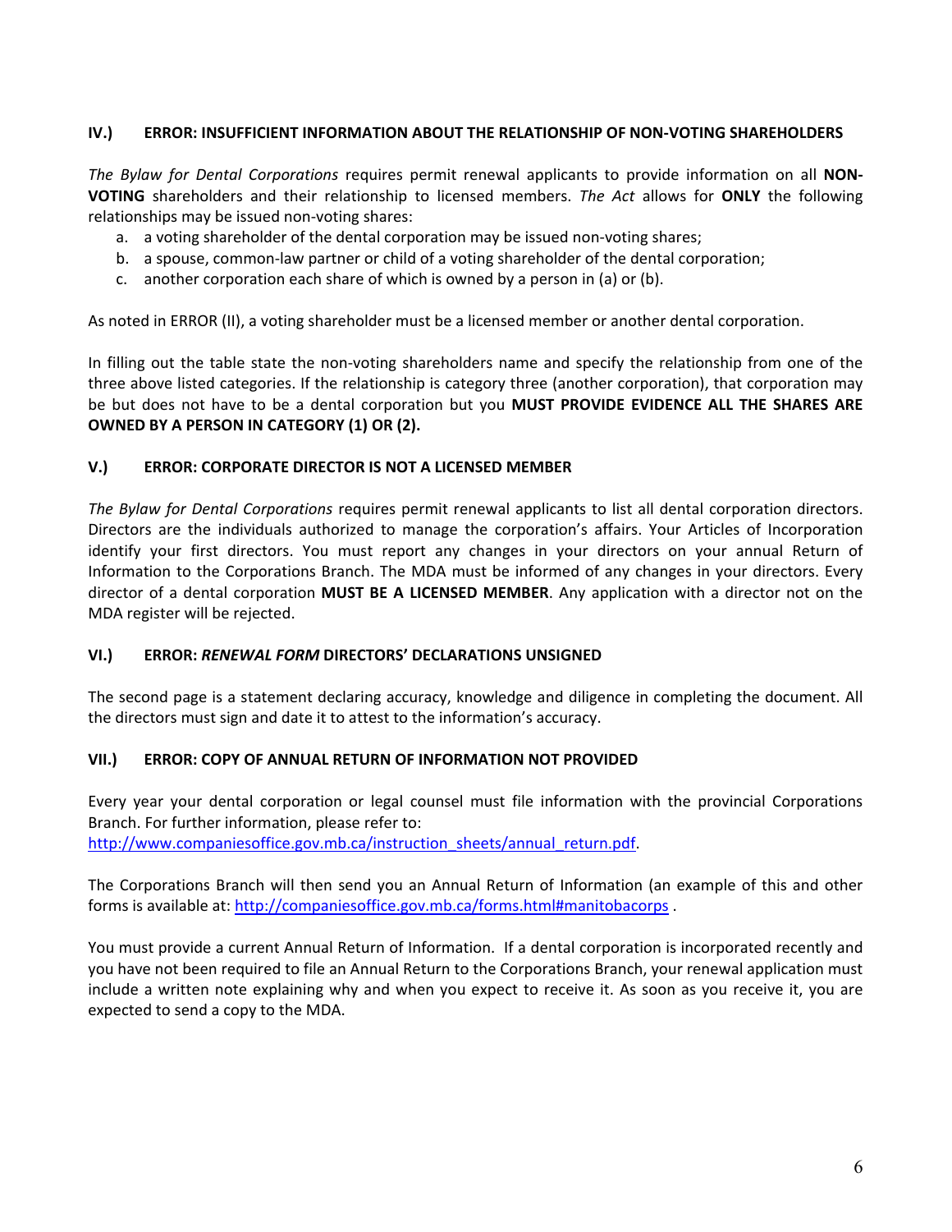### IV.) ERROR: INSUFFICIENT INFORMATION ABOUT THE RELATIONSHIP OF NON-VOTING SHAREHOLDERS

*The Bylaw for Dental Corporations* requires permit renewal applicants to provide information on all **NON-VOTING** shareholders and their relationship to licensed members. *The Act* allows for **ONLY** the following relationships may be issued non-voting shares:

a. a voting shareholder of the dental corporation may be issued non-voting shares;
b. a spouse, common-law partner or child of a voting shareholder of the dental corporation;
c. another corporation each share of which is owned by a person in (a) or (b).

As noted in ERROR (II), a voting shareholder must be a licensed member or another dental corporation.

In filling out the table state the non-voting shareholders name and specify the relationship from one of the three above listed categories. If the relationship is category three (another corporation), that corporation may be but does not have to be a dental corporation but you **MUST PROVIDE EVIDENCE ALL THE SHARES ARE OWNED BY A PERSON IN CATEGORY (1) OR (2).**

### V.) ERROR: CORPORATE DIRECTOR IS NOT A LICENSED MEMBER

*The Bylaw for Dental Corporations* requires permit renewal applicants to list all dental corporation directors. Directors are the individuals authorized to manage the corporation's affairs. Your Articles of Incorporation identify your first directors. You must report any changes in your directors on your annual Return of Information to the Corporations Branch. The MDA must be informed of any changes in your directors. Every director of a dental corporation **MUST BE A LICENSED MEMBER**. Any application with a director not on the MDA register will be rejected.

### VI.) ERROR: *RENEWAL FORM* DIRECTORS' DECLARATIONS UNSIGNED

The second page is a statement declaring accuracy, knowledge and diligence in completing the document. All the directors must sign and date it to attest to the information's accuracy.

### VII.) ERROR: COPY OF ANNUAL RETURN OF INFORMATION NOT PROVIDED

Every year your dental corporation or legal counsel must file information with the provincial Corporations Branch. For further information, please refer to:
http://www.companiesoffice.gov.mb.ca/instruction_sheets/annual_return.pdf.

The Corporations Branch will then send you an Annual Return of Information (an example of this and other forms is available at: http://companiesoffice.gov.mb.ca/forms.html#manitobacorps .

You must provide a current Annual Return of Information. If a dental corporation is incorporated recently and you have not been required to file an Annual Return to the Corporations Branch, your renewal application must include a written note explaining why and when you expect to receive it. As soon as you receive it, you are expected to send a copy to the MDA.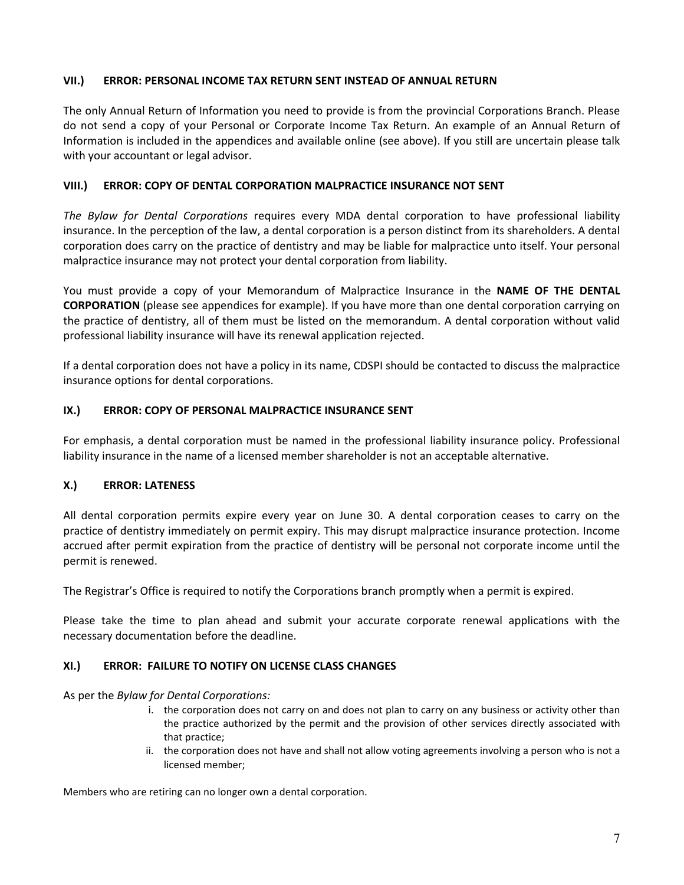### VII.) ERROR: PERSONAL INCOME TAX RETURN SENT INSTEAD OF ANNUAL RETURN

The only Annual Return of Information you need to provide is from the provincial Corporations Branch. Please do not send a copy of your Personal or Corporate Income Tax Return. An example of an Annual Return of Information is included in the appendices and available online (see above). If you still are uncertain please talk with your accountant or legal advisor.

### VIII.) ERROR: COPY OF DENTAL CORPORATION MALPRACTICE INSURANCE NOT SENT

*The Bylaw for Dental Corporations* requires every MDA dental corporation to have professional liability insurance. In the perception of the law, a dental corporation is a person distinct from its shareholders. A dental corporation does carry on the practice of dentistry and may be liable for malpractice unto itself. Your personal malpractice insurance may not protect your dental corporation from liability.

You must provide a copy of your Memorandum of Malpractice Insurance in the **NAME OF THE DENTAL CORPORATION** (please see appendices for example). If you have more than one dental corporation carrying on the practice of dentistry, all of them must be listed on the memorandum. A dental corporation without valid professional liability insurance will have its renewal application rejected.

If a dental corporation does not have a policy in its name, CDSPI should be contacted to discuss the malpractice insurance options for dental corporations.

### IX.) ERROR: COPY OF PERSONAL MALPRACTICE INSURANCE SENT

For emphasis, a dental corporation must be named in the professional liability insurance policy. Professional liability insurance in the name of a licensed member shareholder is not an acceptable alternative.

### X.) ERROR: LATENESS

All dental corporation permits expire every year on June 30. A dental corporation ceases to carry on the practice of dentistry immediately on permit expiry. This may disrupt malpractice insurance protection. Income accrued after permit expiration from the practice of dentistry will be personal not corporate income until the permit is renewed.

The Registrar's Office is required to notify the Corporations branch promptly when a permit is expired.

Please take the time to plan ahead and submit your accurate corporate renewal applications with the necessary documentation before the deadline.

### XI.) ERROR: FAILURE TO NOTIFY ON LICENSE CLASS CHANGES

As per the *Bylaw for Dental Corporations:*

i. the corporation does not carry on and does not plan to carry on any business or activity other than the practice authorized by the permit and the provision of other services directly associated with that practice;
ii. the corporation does not have and shall not allow voting agreements involving a person who is not a licensed member;

Members who are retiring can no longer own a dental corporation.